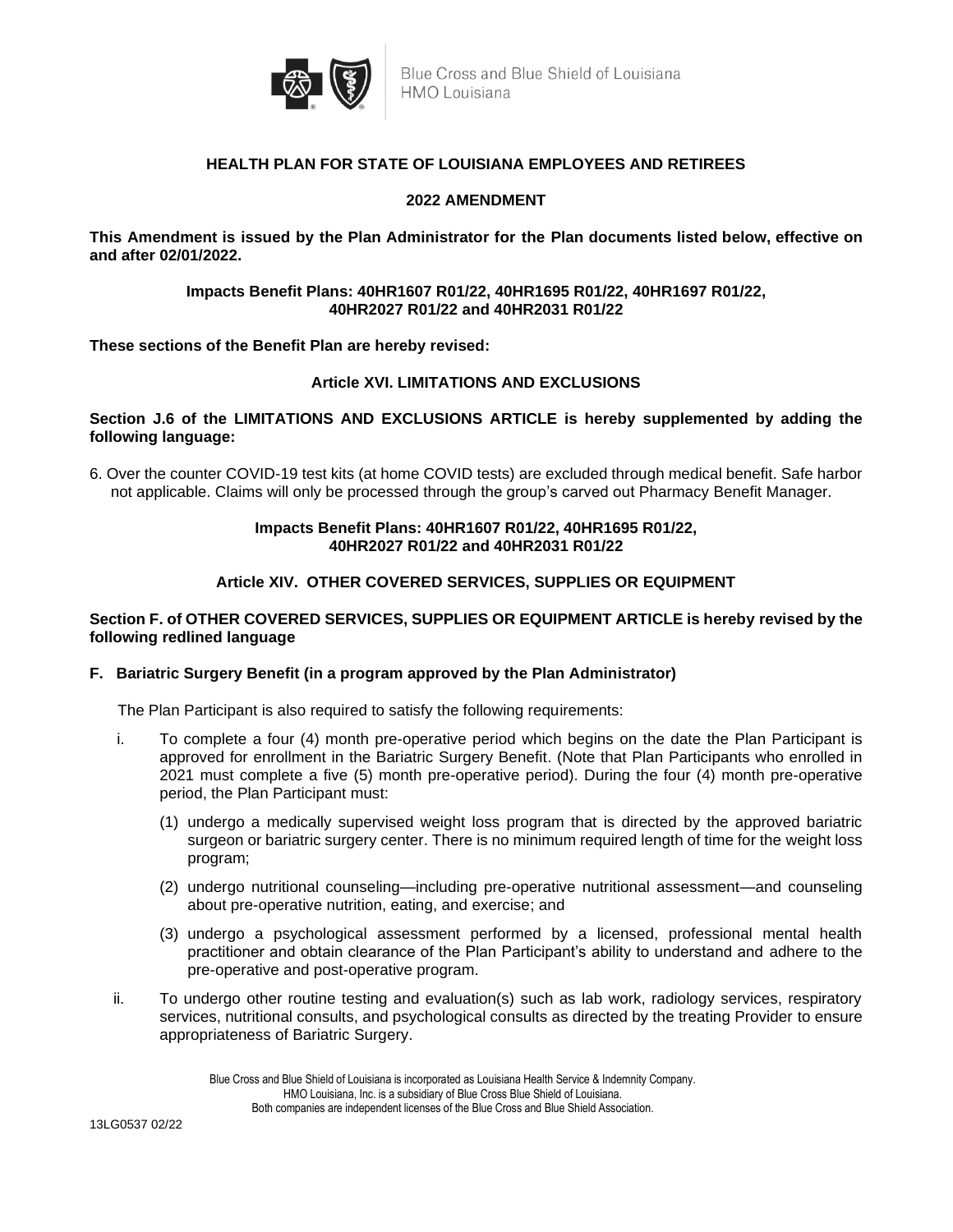Blue Cross and Blue Shield of Louisiana
HMO Louisiana

# HEALTH PLAN FOR STATE OF LOUISIANA EMPLOYEES AND RETIREES

## 2022 AMENDMENT

**This Amendment is issued by the Plan Administrator for the Plan documents listed below, effective on and after 02/01/2022.**

**Impacts Benefit Plans: 40HR1607 R01/22, 40HR1695 R01/22, 40HR1697 R01/22, 40HR2027 R01/22 and 40HR2031 R01/22**

**These sections of the Benefit Plan are hereby revised:**

### Article XVI. LIMITATIONS AND EXCLUSIONS

**Section J.6 of the LIMITATIONS AND EXCLUSIONS ARTICLE is hereby supplemented by adding the following language:**

6. Over the counter COVID-19 test kits (at home COVID tests) are excluded through medical benefit. Safe harbor not applicable. Claims will only be processed through the group's carved out Pharmacy Benefit Manager.

**Impacts Benefit Plans: 40HR1607 R01/22, 40HR1695 R01/22, 40HR2027 R01/22 and 40HR2031 R01/22**

### Article XIV. OTHER COVERED SERVICES, SUPPLIES OR EQUIPMENT

**Section F. of OTHER COVERED SERVICES, SUPPLIES OR EQUIPMENT ARTICLE is hereby revised by the following redlined language**

**F. Bariatric Surgery Benefit (in a program approved by the Plan Administrator)**

The Plan Participant is also required to satisfy the following requirements:

i. To complete a four (4) month pre-operative period which begins on the date the Plan Participant is approved for enrollment in the Bariatric Surgery Benefit. (Note that Plan Participants who enrolled in 2021 must complete a five (5) month pre-operative period). During the four (4) month pre-operative period, the Plan Participant must:

   (1) undergo a medically supervised weight loss program that is directed by the approved bariatric surgeon or bariatric surgery center. There is no minimum required length of time for the weight loss program;

   (2) undergo nutritional counseling—including pre-operative nutritional assessment—and counseling about pre-operative nutrition, eating, and exercise; and

   (3) undergo a psychological assessment performed by a licensed, professional mental health practitioner and obtain clearance of the Plan Participant's ability to understand and adhere to the pre-operative and post-operative program.

ii. To undergo other routine testing and evaluation(s) such as lab work, radiology services, respiratory services, nutritional consults, and psychological consults as directed by the treating Provider to ensure appropriateness of Bariatric Surgery.

Blue Cross and Blue Shield of Louisiana is incorporated as Louisiana Health Service & Indemnity Company.
HMO Louisiana, Inc. is a subsidiary of Blue Cross Blue Shield of Louisiana.
Both companies are independent licenses of the Blue Cross and Blue Shield Association.

13LG0537 02/22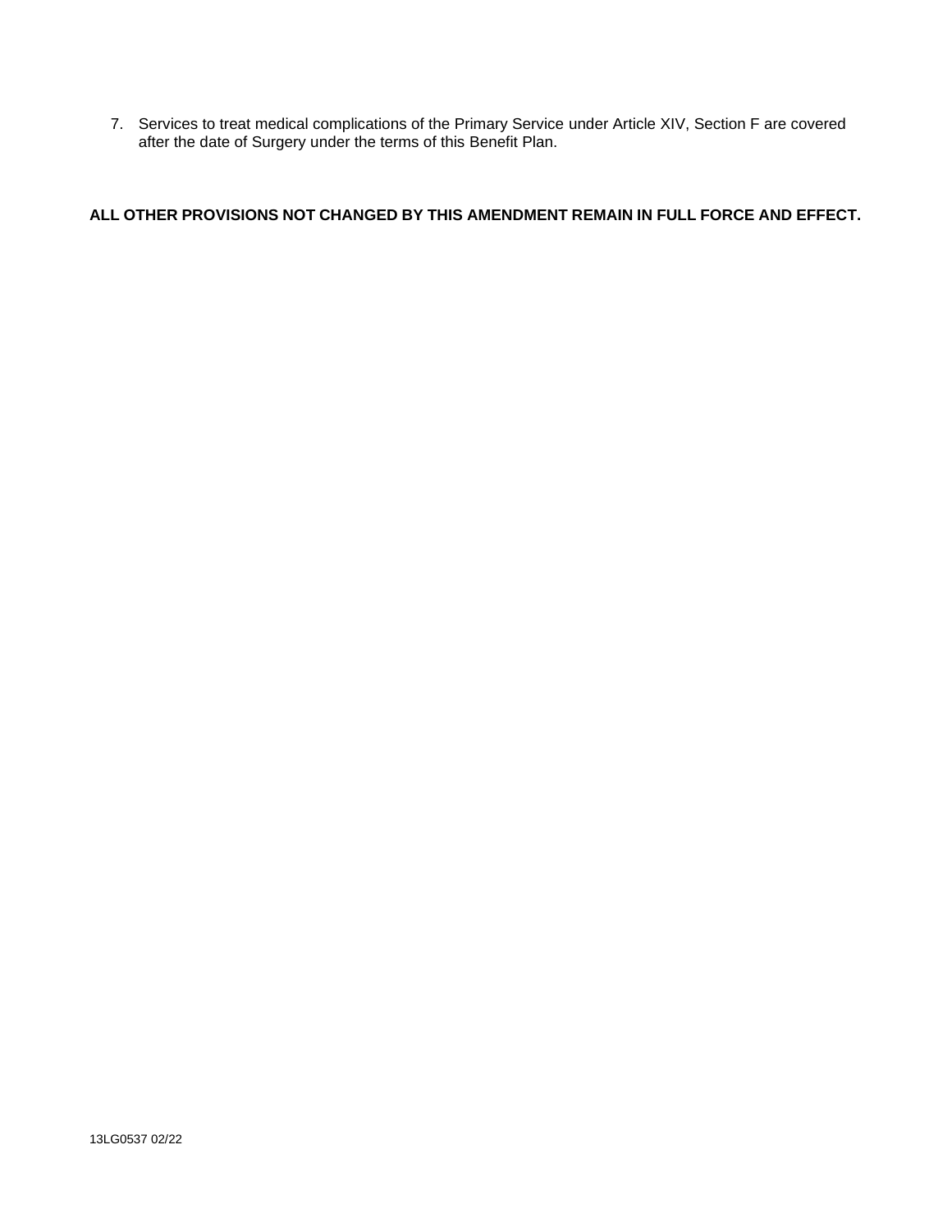7. Services to treat medical complications of the Primary Service under Article XIV, Section F are covered after the date of Surgery under the terms of this Benefit Plan.

**ALL OTHER PROVISIONS NOT CHANGED BY THIS AMENDMENT REMAIN IN FULL FORCE AND EFFECT.**

13LG0537 02/22